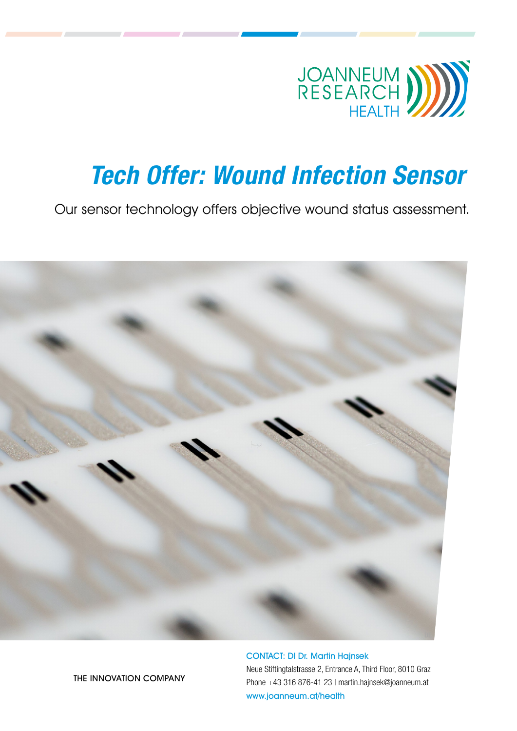JOANNEUM RESEARCH HEALTH

# Tech Offer: Wound Infection Sensor

Our sensor technology offers objective wound status assessment.

THE INNOVATION COMPANY

CONTACT: DI Dr. Martin Hajnsek
Neue Stiftingtalstrasse 2, Entrance A, Third Floor, 8010 Graz
Phone +43 316 876-41 23 | martin.hajnsek@joanneum.at
www.joanneum.at/health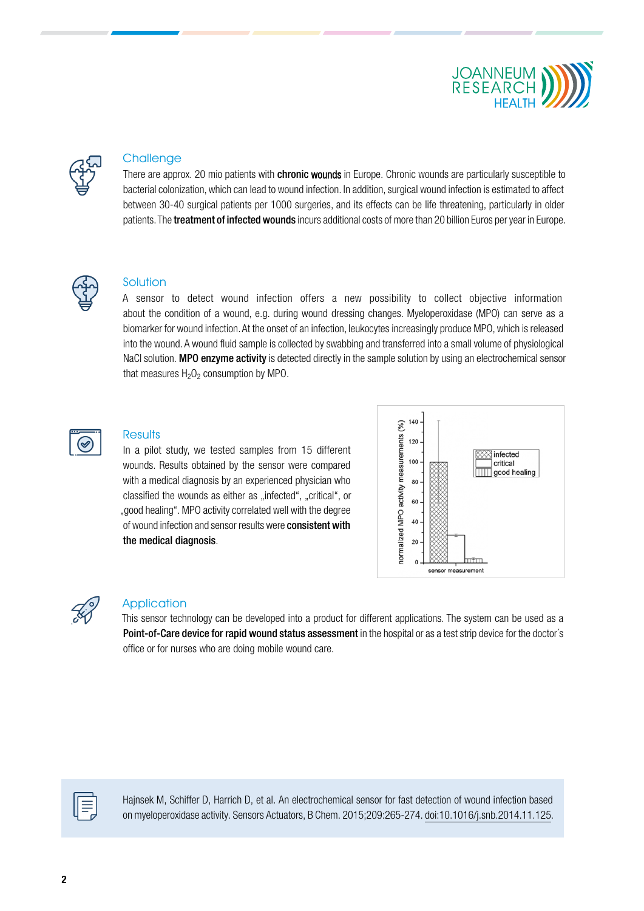## Challenge

There are approx. 20 mio patients with **chronic wounds** in Europe. Chronic wounds are particularly susceptible to bacterial colonization, which can lead to wound infection. In addition, surgical wound infection is estimated to affect between 30-40 surgical patients per 1000 surgeries, and its effects can be life threatening, particularly in older patients. The **treatment of infected wounds** incurs additional costs of more than 20 billion Euros per year in Europe.

## Solution

A sensor to detect wound infection offers a new possibility to collect objective information about the condition of a wound, e.g. during wound dressing changes. Myeloperoxidase (MPO) can serve as a biomarker for wound infection. At the onset of an infection, leukocytes increasingly produce MPO, which is released into the wound. A wound fluid sample is collected by swabbing and transferred into a small volume of physiological NaCl solution. **MPO enzyme activity** is detected directly in the sample solution by using an electrochemical sensor that measures $H_2O_2$ consumption by MPO.

## Results

In a pilot study, we tested samples from 15 different wounds. Results obtained by the sensor were compared with a medical diagnosis by an experienced physician who classified the wounds as either as „infected", „critical", or „good healing". MPO activity correlated well with the degree of wound infection and sensor results were **consistent with the medical diagnosis**.

normalized MPO activity measurements (%)
0
20
40
60
80
100
120
140
sensor measurement
infected
critical
good healing

## Application

This sensor technology can be developed into a product for different applications. The system can be used as a **Point-of-Care device for rapid wound status assessment** in the hospital or as a test strip device for the doctor´s office or for nurses who are doing mobile wound care.

Hajnsek M, Schiffer D, Harrich D, et al. An electrochemical sensor for fast detection of wound infection based on myeloperoxidase activity. Sensors Actuators, B Chem. 2015;209:265-274. doi:10.1016/j.snb.2014.11.125.